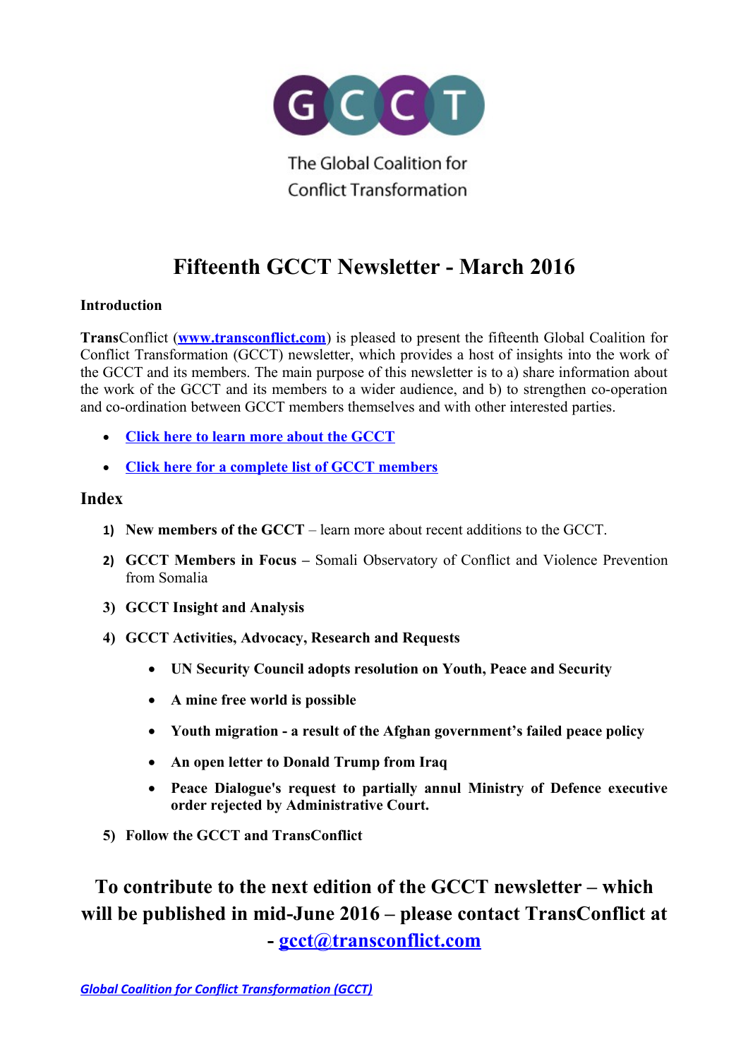The Global Coalition for Conflict Transformation

# Fifteenth GCCT Newsletter - March 2016

**Introduction**

**Trans**Conflict (**www.transconflict.com**) is pleased to present the fifteenth Global Coalition for Conflict Transformation (GCCT) newsletter, which provides a host of insights into the work of the GCCT and its members. The main purpose of this newsletter is to a) share information about the work of the GCCT and its members to a wider audience, and b) to strengthen co-operation and co-ordination between GCCT members themselves and with other interested parties.

- **Click here to learn more about the GCCT**
- **Click here for a complete list of GCCT members**

## Index

1) **New members of the GCCT** – learn more about recent additions to the GCCT.
2) **GCCT Members in Focus –** Somali Observatory of Conflict and Violence Prevention from Somalia
3) **GCCT Insight and Analysis**
4) **GCCT Activities, Advocacy, Research and Requests**
   - **UN Security Council adopts resolution on Youth, Peace and Security**
   - **A mine free world is possible**
   - **Youth migration - a result of the Afghan government's failed peace policy**
   - **An open letter to Donald Trump from Iraq**
   - **Peace Dialogue's request to partially annul Ministry of Defence executive order rejected by Administrative Court.**
5) **Follow the GCCT and TransConflict**

## To contribute to the next edition of the GCCT newsletter – which will be published in mid-June 2016 – please contact TransConflict at - gcct@transconflict.com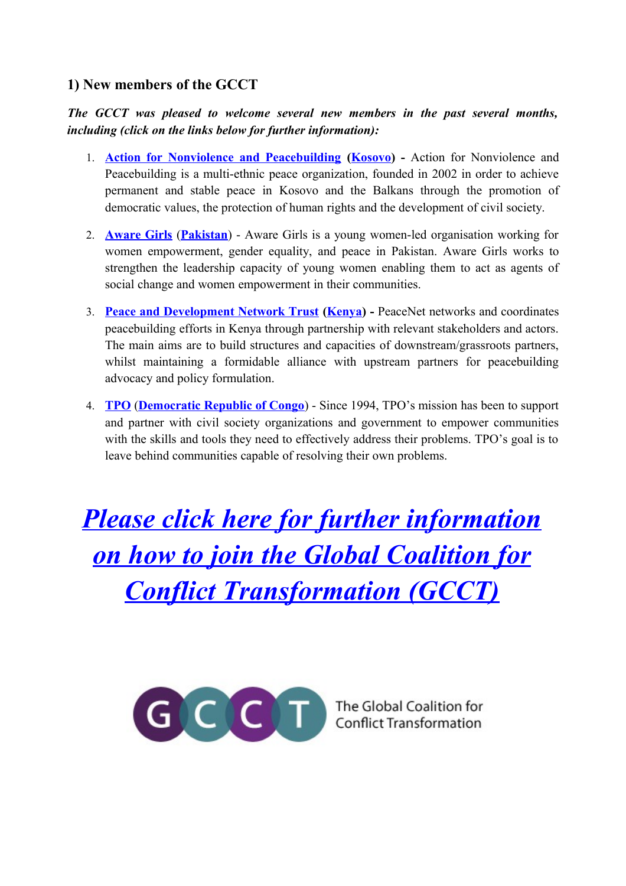### 1) New members of the GCCT

***The GCCT was pleased to welcome several new members in the past several months, including (click on the links below for further information):***

1. **Action for Nonviolence and Peacebuilding** (**Kosovo**) **-** Action for Nonviolence and Peacebuilding is a multi-ethnic peace organization, founded in 2002 in order to achieve permanent and stable peace in Kosovo and the Balkans through the promotion of democratic values, the protection of human rights and the development of civil society.

2. **Aware Girls** (**Pakistan**) - Aware Girls is a young women-led organisation working for women empowerment, gender equality, and peace in Pakistan. Aware Girls works to strengthen the leadership capacity of young women enabling them to act as agents of social change and women empowerment in their communities.

3. **Peace and Development Network Trust** (**Kenya**) **-** PeaceNet networks and coordinates peacebuilding efforts in Kenya through partnership with relevant stakeholders and actors. The main aims are to build structures and capacities of downstream/grassroots partners, whilst maintaining a formidable alliance with upstream partners for peacebuilding advocacy and policy formulation.

4. **TPO** (**Democratic Republic of Congo**) - Since 1994, TPO's mission has been to support and partner with civil society organizations and government to empower communities with the skills and tools they need to effectively address their problems. TPO's goal is to leave behind communities capable of resolving their own problems.

## ***Please click here for further information on how to join the Global Coalition for Conflict Transformation (GCCT)***

GCCT The Global Coalition for Conflict Transformation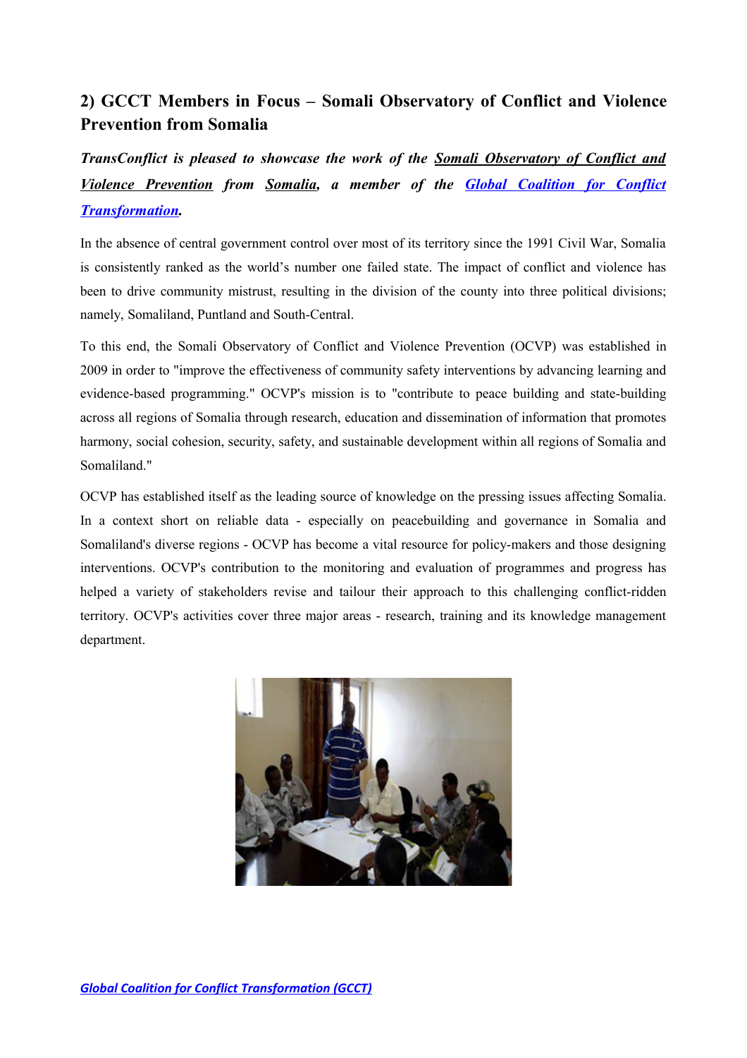## 2) GCCT Members in Focus – Somali Observatory of Conflict and Violence Prevention from Somalia

***TransConflict is pleased to showcase the work of the Somali Observatory of Conflict and Violence Prevention from Somalia, a member of the Global Coalition for Conflict Transformation.***

In the absence of central government control over most of its territory since the 1991 Civil War, Somalia is consistently ranked as the world's number one failed state. The impact of conflict and violence has been to drive community mistrust, resulting in the division of the county into three political divisions; namely, Somaliland, Puntland and South-Central.

To this end, the Somali Observatory of Conflict and Violence Prevention (OCVP) was established in 2009 in order to "improve the effectiveness of community safety interventions by advancing learning and evidence-based programming." OCVP's mission is to "contribute to peace building and state-building across all regions of Somalia through research, education and dissemination of information that promotes harmony, social cohesion, security, safety, and sustainable development within all regions of Somalia and Somaliland."

OCVP has established itself as the leading source of knowledge on the pressing issues affecting Somalia. In a context short on reliable data - especially on peacebuilding and governance in Somalia and Somaliland's diverse regions - OCVP has become a vital resource for policy-makers and those designing interventions. OCVP's contribution to the monitoring and evaluation of programmes and progress has helped a variety of stakeholders revise and tailour their approach to this challenging conflict-ridden territory. OCVP's activities cover three major areas - research, training and its knowledge management department.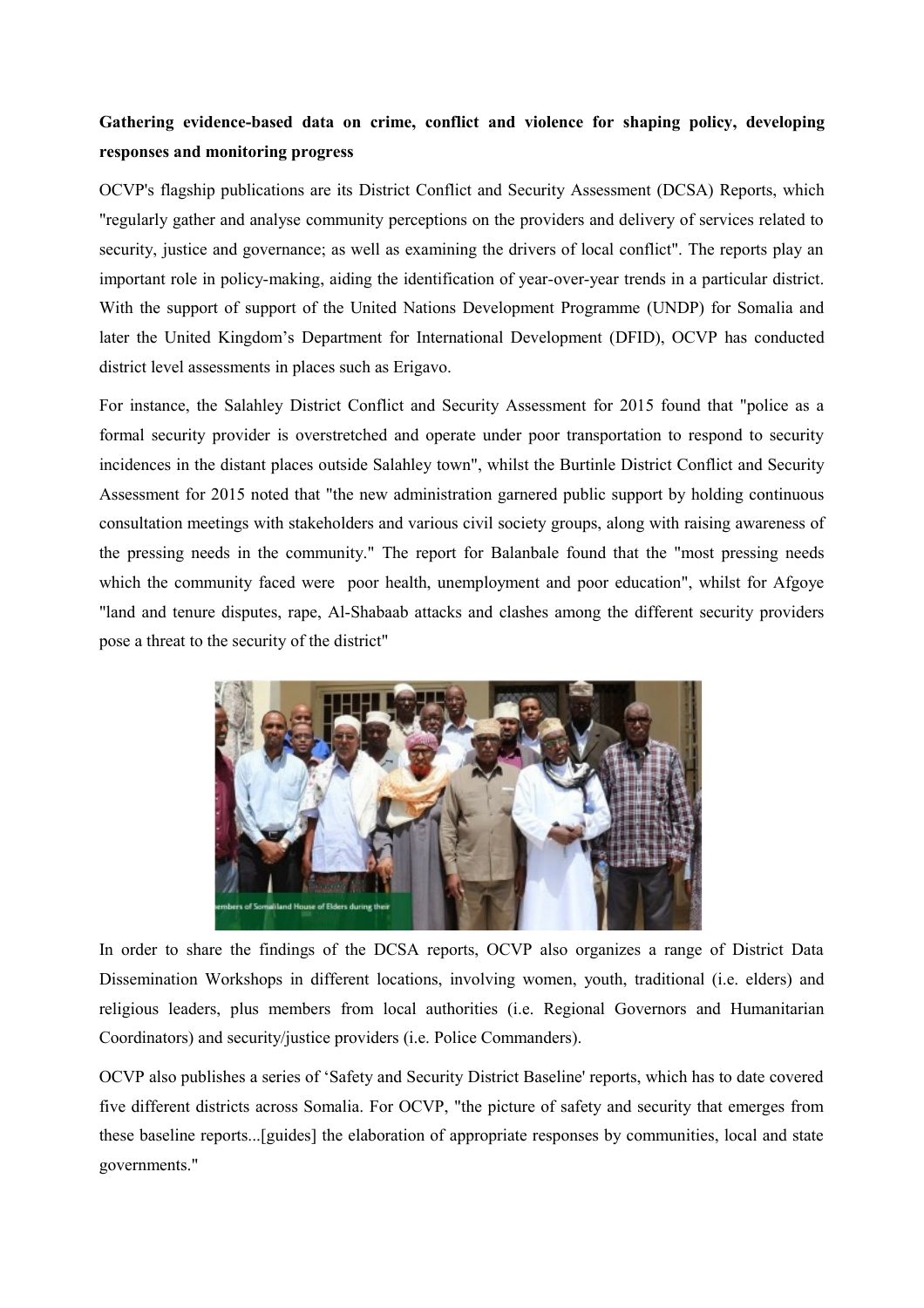**Gathering evidence-based data on crime, conflict and violence for shaping policy, developing responses and monitoring progress**

OCVP's flagship publications are its District Conflict and Security Assessment (DCSA) Reports, which "regularly gather and analyse community perceptions on the providers and delivery of services related to security, justice and governance; as well as examining the drivers of local conflict". The reports play an important role in policy-making, aiding the identification of year-over-year trends in a particular district. With the support of support of the United Nations Development Programme (UNDP) for Somalia and later the United Kingdom's Department for International Development (DFID), OCVP has conducted district level assessments in places such as Erigavo.

For instance, the Salahley District Conflict and Security Assessment for 2015 found that "police as a formal security provider is overstretched and operate under poor transportation to respond to security incidences in the distant places outside Salahley town", whilst the Burtinle District Conflict and Security Assessment for 2015 noted that "the new administration garnered public support by holding continuous consultation meetings with stakeholders and various civil society groups, along with raising awareness of the pressing needs in the community." The report for Balanbale found that the "most pressing needs which the community faced were poor health, unemployment and poor education", whilst for Afgoye "land and tenure disputes, rape, Al-Shabaab attacks and clashes among the different security providers pose a threat to the security of the district"

In order to share the findings of the DCSA reports, OCVP also organizes a range of District Data Dissemination Workshops in different locations, involving women, youth, traditional (i.e. elders) and religious leaders, plus members from local authorities (i.e. Regional Governors and Humanitarian Coordinators) and security/justice providers (i.e. Police Commanders).

OCVP also publishes a series of 'Safety and Security District Baseline' reports, which has to date covered five different districts across Somalia. For OCVP, "the picture of safety and security that emerges from these baseline reports...[guides] the elaboration of appropriate responses by communities, local and state governments."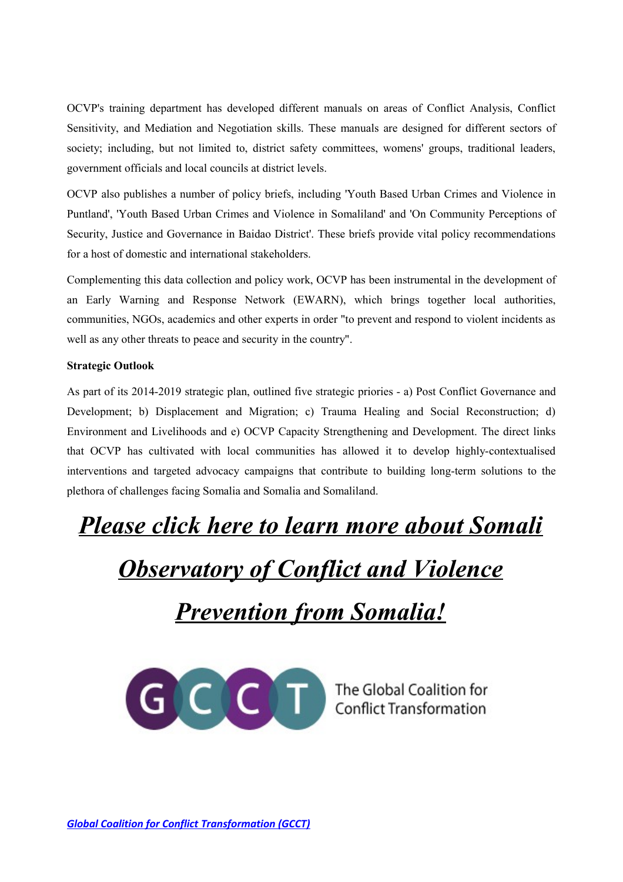OCVP's training department has developed different manuals on areas of Conflict Analysis, Conflict Sensitivity, and Mediation and Negotiation skills. These manuals are designed for different sectors of society; including, but not limited to, district safety committees, womens' groups, traditional leaders, government officials and local councils at district levels.

OCVP also publishes a number of policy briefs, including 'Youth Based Urban Crimes and Violence in Puntland', 'Youth Based Urban Crimes and Violence in Somaliland' and 'On Community Perceptions of Security, Justice and Governance in Baidao District'. These briefs provide vital policy recommendations for a host of domestic and international stakeholders.

Complementing this data collection and policy work, OCVP has been instrumental in the development of an Early Warning and Response Network (EWARN), which brings together local authorities, communities, NGOs, academics and other experts in order "to prevent and respond to violent incidents as well as any other threats to peace and security in the country".

**Strategic Outlook**

As part of its 2014-2019 strategic plan, outlined five strategic priories - a) Post Conflict Governance and Development; b) Displacement and Migration; c) Trauma Healing and Social Reconstruction; d) Environment and Livelihoods and e) OCVP Capacity Strengthening and Development. The direct links that OCVP has cultivated with local communities has allowed it to develop highly-contextualised interventions and targeted advocacy campaigns that contribute to building long-term solutions to the plethora of challenges facing Somalia and Somalia and Somaliland.

## ***Please click here to learn more about Somali Observatory of Conflict and Violence Prevention from Somalia!***

The Global Coalition for Conflict Transformation

***Global Coalition for Conflict Transformation (GCCT)***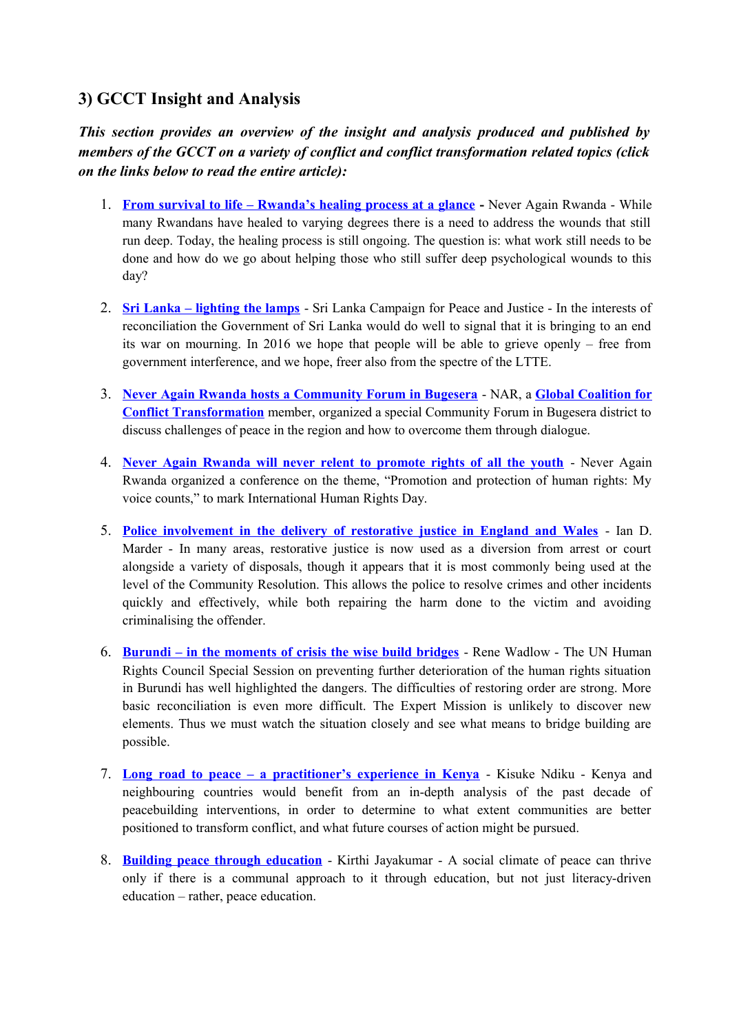## 3) GCCT Insight and Analysis

***This section provides an overview of the insight and analysis produced and published by members of the GCCT on a variety of conflict and conflict transformation related topics (click on the links below to read the entire article):***

1. **From survival to life – Rwanda's healing process at a glance** **-** Never Again Rwanda - While many Rwandans have healed to varying degrees there is a need to address the wounds that still run deep. Today, the healing process is still ongoing. The question is: what work still needs to be done and how do we go about helping those who still suffer deep psychological wounds to this day?

2. **Sri Lanka – lighting the lamps** - Sri Lanka Campaign for Peace and Justice - In the interests of reconciliation the Government of Sri Lanka would do well to signal that it is bringing to an end its war on mourning. In 2016 we hope that people will be able to grieve openly – free from government interference, and we hope, freer also from the spectre of the LTTE.

3. **Never Again Rwanda hosts a Community Forum in Bugesera** - NAR, a **Global Coalition for Conflict Transformation** member, organized a special Community Forum in Bugesera district to discuss challenges of peace in the region and how to overcome them through dialogue.

4. **Never Again Rwanda will never relent to promote rights of all the youth** - Never Again Rwanda organized a conference on the theme, "Promotion and protection of human rights: My voice counts," to mark International Human Rights Day.

5. **Police involvement in the delivery of restorative justice in England and Wales** - Ian D. Marder - In many areas, restorative justice is now used as a diversion from arrest or court alongside a variety of disposals, though it appears that it is most commonly being used at the level of the Community Resolution. This allows the police to resolve crimes and other incidents quickly and effectively, while both repairing the harm done to the victim and avoiding criminalising the offender.

6. **Burundi – in the moments of crisis the wise build bridges** - Rene Wadlow - The UN Human Rights Council Special Session on preventing further deterioration of the human rights situation in Burundi has well highlighted the dangers. The difficulties of restoring order are strong. More basic reconciliation is even more difficult. The Expert Mission is unlikely to discover new elements. Thus we must watch the situation closely and see what means to bridge building are possible.

7. **Long road to peace – a practitioner's experience in Kenya** - Kisuke Ndiku - Kenya and neighbouring countries would benefit from an in-depth analysis of the past decade of peacebuilding interventions, in order to determine to what extent communities are better positioned to transform conflict, and what future courses of action might be pursued.

8. **Building peace through education** - Kirthi Jayakumar - A social climate of peace can thrive only if there is a communal approach to it through education, but not just literacy-driven education – rather, peace education.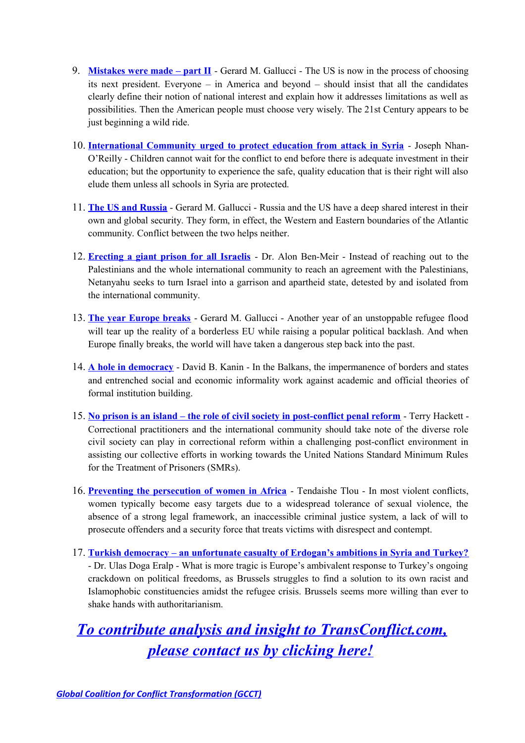9. **Mistakes were made – part II** - Gerard M. Gallucci - The US is now in the process of choosing its next president. Everyone – in America and beyond – should insist that all the candidates clearly define their notion of national interest and explain how it addresses limitations as well as possibilities. Then the American people must choose very wisely. The 21st Century appears to be just beginning a wild ride.

10. **International Community urged to protect education from attack in Syria** - Joseph Nhan-O'Reilly - Children cannot wait for the conflict to end before there is adequate investment in their education; but the opportunity to experience the safe, quality education that is their right will also elude them unless all schools in Syria are protected.

11. **The US and Russia** - Gerard M. Gallucci - Russia and the US have a deep shared interest in their own and global security. They form, in effect, the Western and Eastern boundaries of the Atlantic community. Conflict between the two helps neither.

12. **Erecting a giant prison for all Israelis** - Dr. Alon Ben-Meir - Instead of reaching out to the Palestinians and the whole international community to reach an agreement with the Palestinians, Netanyahu seeks to turn Israel into a garrison and apartheid state, detested by and isolated from the international community.

13. **The year Europe breaks** - Gerard M. Gallucci - Another year of an unstoppable refugee flood will tear up the reality of a borderless EU while raising a popular political backlash. And when Europe finally breaks, the world will have taken a dangerous step back into the past.

14. **A hole in democracy** - David B. Kanin - In the Balkans, the impermanence of borders and states and entrenched social and economic informality work against academic and official theories of formal institution building.

15. **No prison is an island – the role of civil society in post-conflict penal reform** - Terry Hackett - Correctional practitioners and the international community should take note of the diverse role civil society can play in correctional reform within a challenging post-conflict environment in assisting our collective efforts in working towards the United Nations Standard Minimum Rules for the Treatment of Prisoners (SMRs).

16. **Preventing the persecution of women in Africa** - Tendaishe Tlou - In most violent conflicts, women typically become easy targets due to a widespread tolerance of sexual violence, the absence of a strong legal framework, an inaccessible criminal justice system, a lack of will to prosecute offenders and a security force that treats victims with disrespect and contempt.

17. **Turkish democracy – an unfortunate casualty of Erdogan's ambitions in Syria and Turkey?** - Dr. Ulas Doga Eralp - What is more tragic is Europe's ambivalent response to Turkey's ongoing crackdown on political freedoms, as Brussels struggles to find a solution to its own racist and Islamophobic constituencies amidst the refugee crisis. Brussels seems more willing than ever to shake hands with authoritarianism.

## *To contribute analysis and insight to TransConflict.com, please contact us by clicking here!*

*Global Coalition for Conflict Transformation (GCCT)*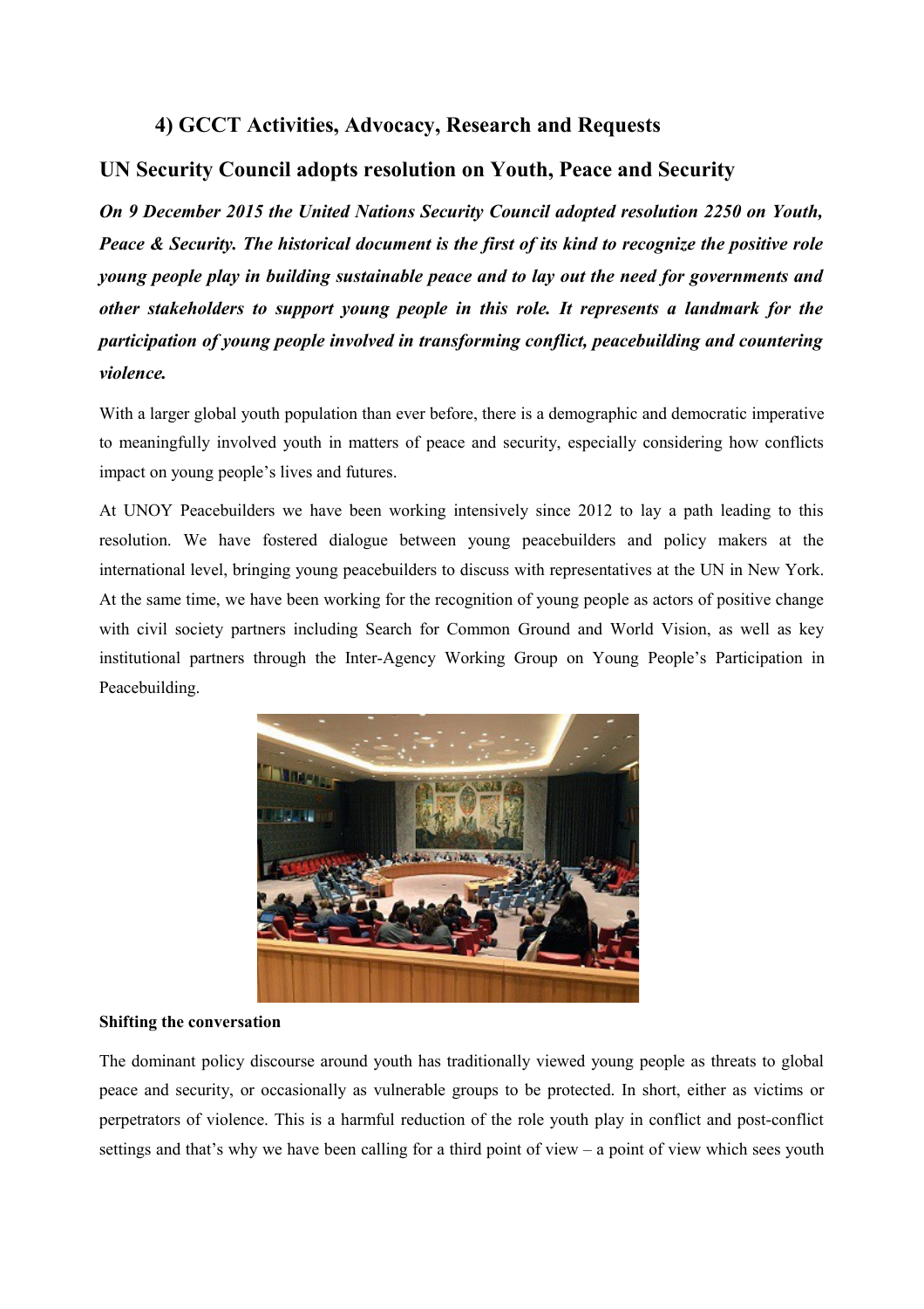## 4) GCCT Activities, Advocacy, Research and Requests

### UN Security Council adopts resolution on Youth, Peace and Security

***On 9 December 2015 the United Nations Security Council adopted resolution 2250 on Youth, Peace & Security. The historical document is the first of its kind to recognize the positive role young people play in building sustainable peace and to lay out the need for governments and other stakeholders to support young people in this role. It represents a landmark for the participation of young people involved in transforming conflict, peacebuilding and countering violence.***

With a larger global youth population than ever before, there is a demographic and democratic imperative to meaningfully involved youth in matters of peace and security, especially considering how conflicts impact on young people's lives and futures.

At UNOY Peacebuilders we have been working intensively since 2012 to lay a path leading to this resolution. We have fostered dialogue between young peacebuilders and policy makers at the international level, bringing young peacebuilders to discuss with representatives at the UN in New York. At the same time, we have been working for the recognition of young people as actors of positive change with civil society partners including Search for Common Ground and World Vision, as well as key institutional partners through the Inter-Agency Working Group on Young People's Participation in Peacebuilding.

**Shifting the conversation**

The dominant policy discourse around youth has traditionally viewed young people as threats to global peace and security, or occasionally as vulnerable groups to be protected. In short, either as victims or perpetrators of violence. This is a harmful reduction of the role youth play in conflict and post-conflict settings and that's why we have been calling for a third point of view – a point of view which sees youth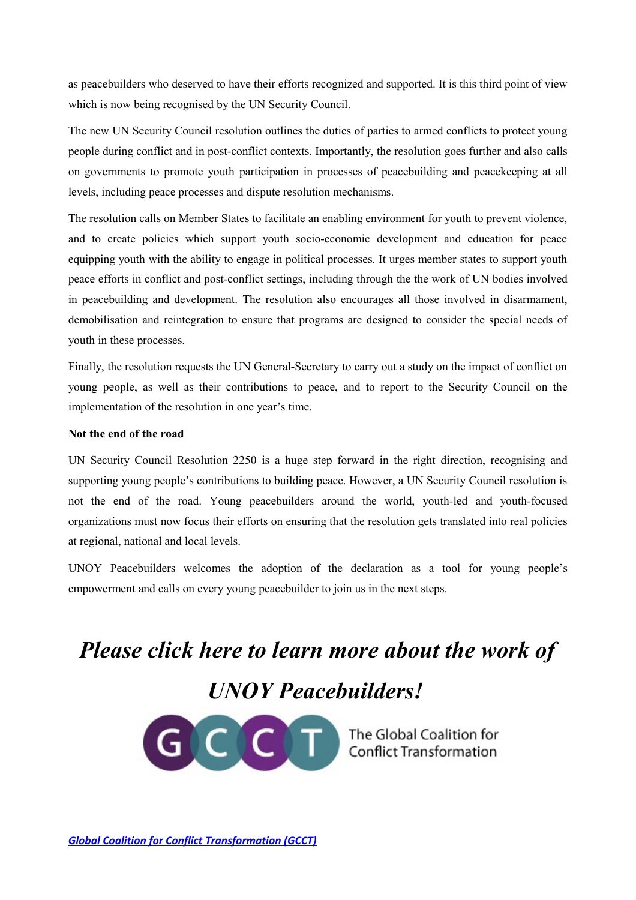as peacebuilders who deserved to have their efforts recognized and supported. It is this third point of view which is now being recognised by the UN Security Council.

The new UN Security Council resolution outlines the duties of parties to armed conflicts to protect young people during conflict and in post-conflict contexts. Importantly, the resolution goes further and also calls on governments to promote youth participation in processes of peacebuilding and peacekeeping at all levels, including peace processes and dispute resolution mechanisms.

The resolution calls on Member States to facilitate an enabling environment for youth to prevent violence, and to create policies which support youth socio-economic development and education for peace equipping youth with the ability to engage in political processes. It urges member states to support youth peace efforts in conflict and post-conflict settings, including through the the work of UN bodies involved in peacebuilding and development. The resolution also encourages all those involved in disarmament, demobilisation and reintegration to ensure that programs are designed to consider the special needs of youth in these processes.

Finally, the resolution requests the UN General-Secretary to carry out a study on the impact of conflict on young people, as well as their contributions to peace, and to report to the Security Council on the implementation of the resolution in one year's time.

**Not the end of the road**

UN Security Council Resolution 2250 is a huge step forward in the right direction, recognising and supporting young people's contributions to building peace. However, a UN Security Council resolution is not the end of the road. Young peacebuilders around the world, youth-led and youth-focused organizations must now focus their efforts on ensuring that the resolution gets translated into real policies at regional, national and local levels.

UNOY Peacebuilders welcomes the adoption of the declaration as a tool for young people's empowerment and calls on every young peacebuilder to join us in the next steps.

***Please click here to learn more about the work of UNOY Peacebuilders!***

GCCT The Global Coalition for Conflict Transformation

***Global Coalition for Conflict Transformation (GCCT)***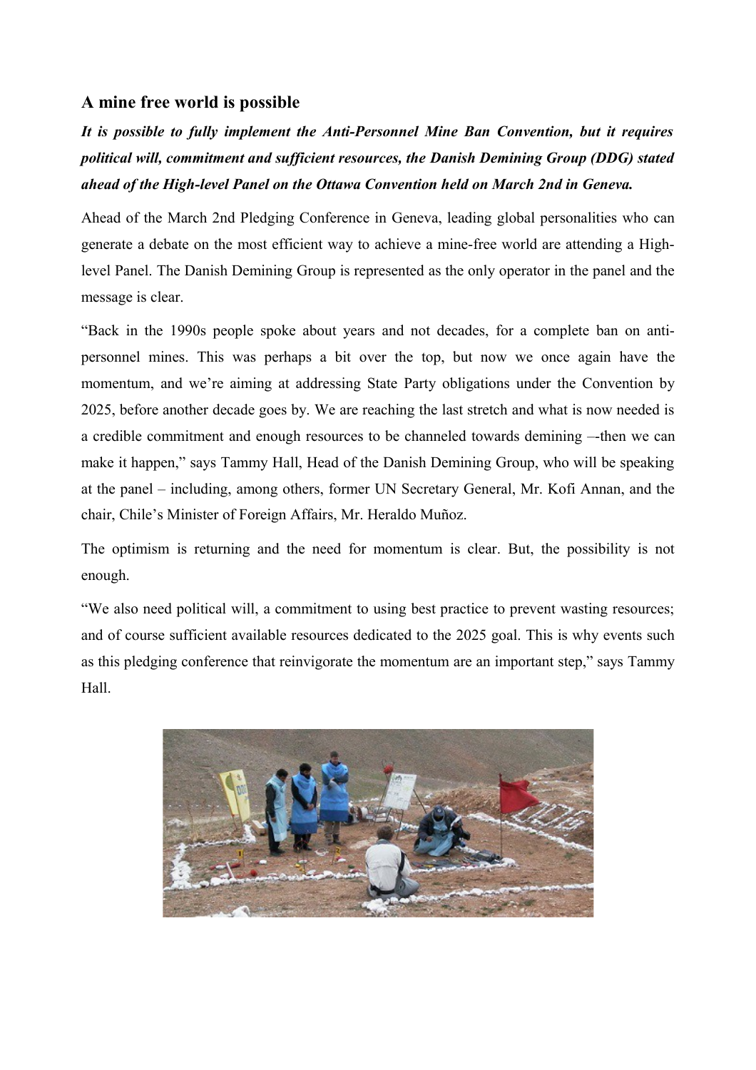### A mine free world is possible

***It is possible to fully implement the Anti-Personnel Mine Ban Convention, but it requires political will, commitment and sufficient resources, the Danish Demining Group (DDG) stated ahead of the High-level Panel on the Ottawa Convention held on March 2nd in Geneva.***

Ahead of the March 2nd Pledging Conference in Geneva, leading global personalities who can generate a debate on the most efficient way to achieve a mine-free world are attending a High-level Panel. The Danish Demining Group is represented as the only operator in the panel and the message is clear.

"Back in the 1990s people spoke about years and not decades, for a complete ban on anti-personnel mines. This was perhaps a bit over the top, but now we once again have the momentum, and we're aiming at addressing State Party obligations under the Convention by 2025, before another decade goes by. We are reaching the last stretch and what is now needed is a credible commitment and enough resources to be channeled towards demining –-then we can make it happen," says Tammy Hall, Head of the Danish Demining Group, who will be speaking at the panel – including, among others, former UN Secretary General, Mr. Kofi Annan, and the chair, Chile's Minister of Foreign Affairs, Mr. Heraldo Muñoz.

The optimism is returning and the need for momentum is clear. But, the possibility is not enough.

"We also need political will, a commitment to using best practice to prevent wasting resources; and of course sufficient available resources dedicated to the 2025 goal. This is why events such as this pledging conference that reinvigorate the momentum are an important step," says Tammy Hall.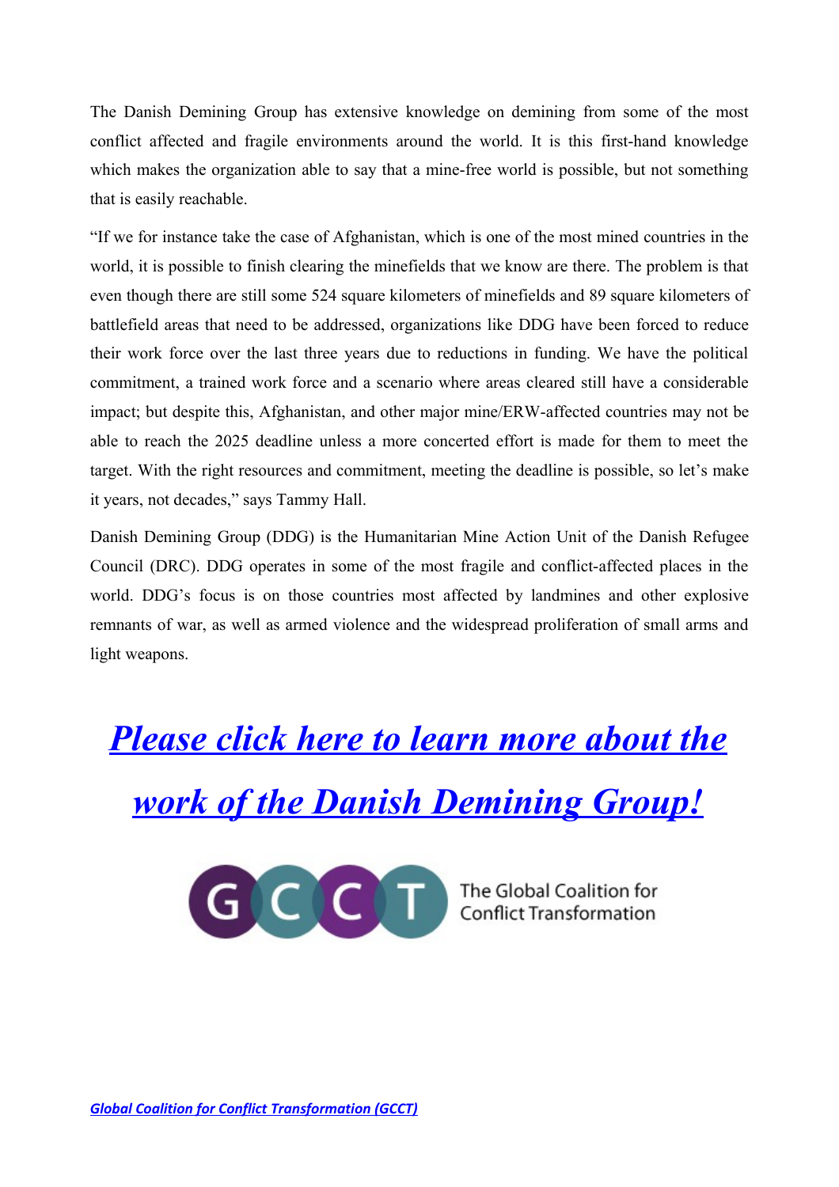The Danish Demining Group has extensive knowledge on demining from some of the most conflict affected and fragile environments around the world. It is this first-hand knowledge which makes the organization able to say that a mine-free world is possible, but not something that is easily reachable.

"If we for instance take the case of Afghanistan, which is one of the most mined countries in the world, it is possible to finish clearing the minefields that we know are there. The problem is that even though there are still some 524 square kilometers of minefields and 89 square kilometers of battlefield areas that need to be addressed, organizations like DDG have been forced to reduce their work force over the last three years due to reductions in funding. We have the political commitment, a trained work force and a scenario where areas cleared still have a considerable impact; but despite this, Afghanistan, and other major mine/ERW-affected countries may not be able to reach the 2025 deadline unless a more concerted effort is made for them to meet the target. With the right resources and commitment, meeting the deadline is possible, so let's make it years, not decades," says Tammy Hall.

Danish Demining Group (DDG) is the Humanitarian Mine Action Unit of the Danish Refugee Council (DRC). DDG operates in some of the most fragile and conflict-affected places in the world. DDG's focus is on those countries most affected by landmines and other explosive remnants of war, as well as armed violence and the widespread proliferation of small arms and light weapons.

## ***Please click here to learn more about the work of the Danish Demining Group!***

GCCT The Global Coalition for Conflict Transformation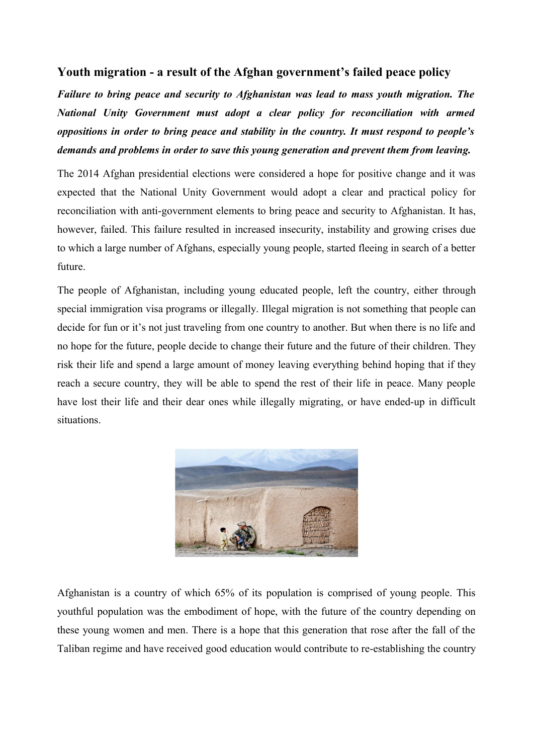### Youth migration - a result of the Afghan government's failed peace policy

***Failure to bring peace and security to Afghanistan was lead to mass youth migration. The National Unity Government must adopt a clear policy for reconciliation with armed oppositions in order to bring peace and stability in the country. It must respond to people's demands and problems in order to save this young generation and prevent them from leaving.***

The 2014 Afghan presidential elections were considered a hope for positive change and it was expected that the National Unity Government would adopt a clear and practical policy for reconciliation with anti-government elements to bring peace and security to Afghanistan. It has, however, failed. This failure resulted in increased insecurity, instability and growing crises due to which a large number of Afghans, especially young people, started fleeing in search of a better future.

The people of Afghanistan, including young educated people, left the country, either through special immigration visa programs or illegally. Illegal migration is not something that people can decide for fun or it's not just traveling from one country to another. But when there is no life and no hope for the future, people decide to change their future and the future of their children. They risk their life and spend a large amount of money leaving everything behind hoping that if they reach a secure country, they will be able to spend the rest of their life in peace. Many people have lost their life and their dear ones while illegally migrating, or have ended-up in difficult situations.

Afghanistan is a country of which 65% of its population is comprised of young people. This youthful population was the embodiment of hope, with the future of the country depending on these young women and men. There is a hope that this generation that rose after the fall of the Taliban regime and have received good education would contribute to re-establishing the country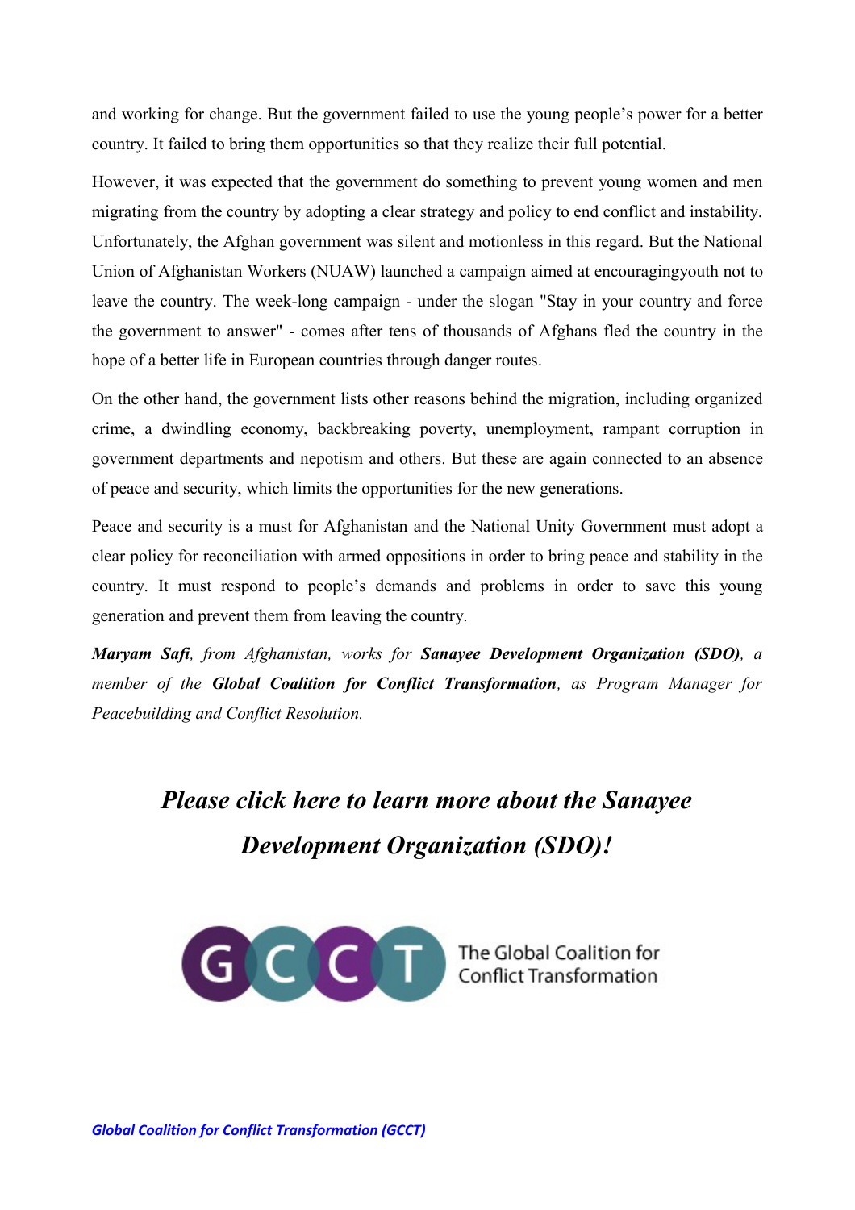and working for change. But the government failed to use the young people's power for a better country. It failed to bring them opportunities so that they realize their full potential.

However, it was expected that the government do something to prevent young women and men migrating from the country by adopting a clear strategy and policy to end conflict and instability. Unfortunately, the Afghan government was silent and motionless in this regard. But the National Union of Afghanistan Workers (NUAW) launched a campaign aimed at encouragingyouth not to leave the country. The week-long campaign - under the slogan "Stay in your country and force the government to answer" - comes after tens of thousands of Afghans fled the country in the hope of a better life in European countries through danger routes.

On the other hand, the government lists other reasons behind the migration, including organized crime, a dwindling economy, backbreaking poverty, unemployment, rampant corruption in government departments and nepotism and others. But these are again connected to an absence of peace and security, which limits the opportunities for the new generations.

Peace and security is a must for Afghanistan and the National Unity Government must adopt a clear policy for reconciliation with armed oppositions in order to bring peace and stability in the country. It must respond to people's demands and problems in order to save this young generation and prevent them from leaving the country.

***Maryam Safi****, from Afghanistan, works for* ***Sanayee Development Organization (SDO)****, a member of the* ***Global Coalition for Conflict Transformation****, as Program Manager for Peacebuilding and Conflict Resolution.*

## *Please click here to learn more about the Sanayee Development Organization (SDO)!*

GCCT The Global Coalition for Conflict Transformation

***Global Coalition for Conflict Transformation (GCCT)***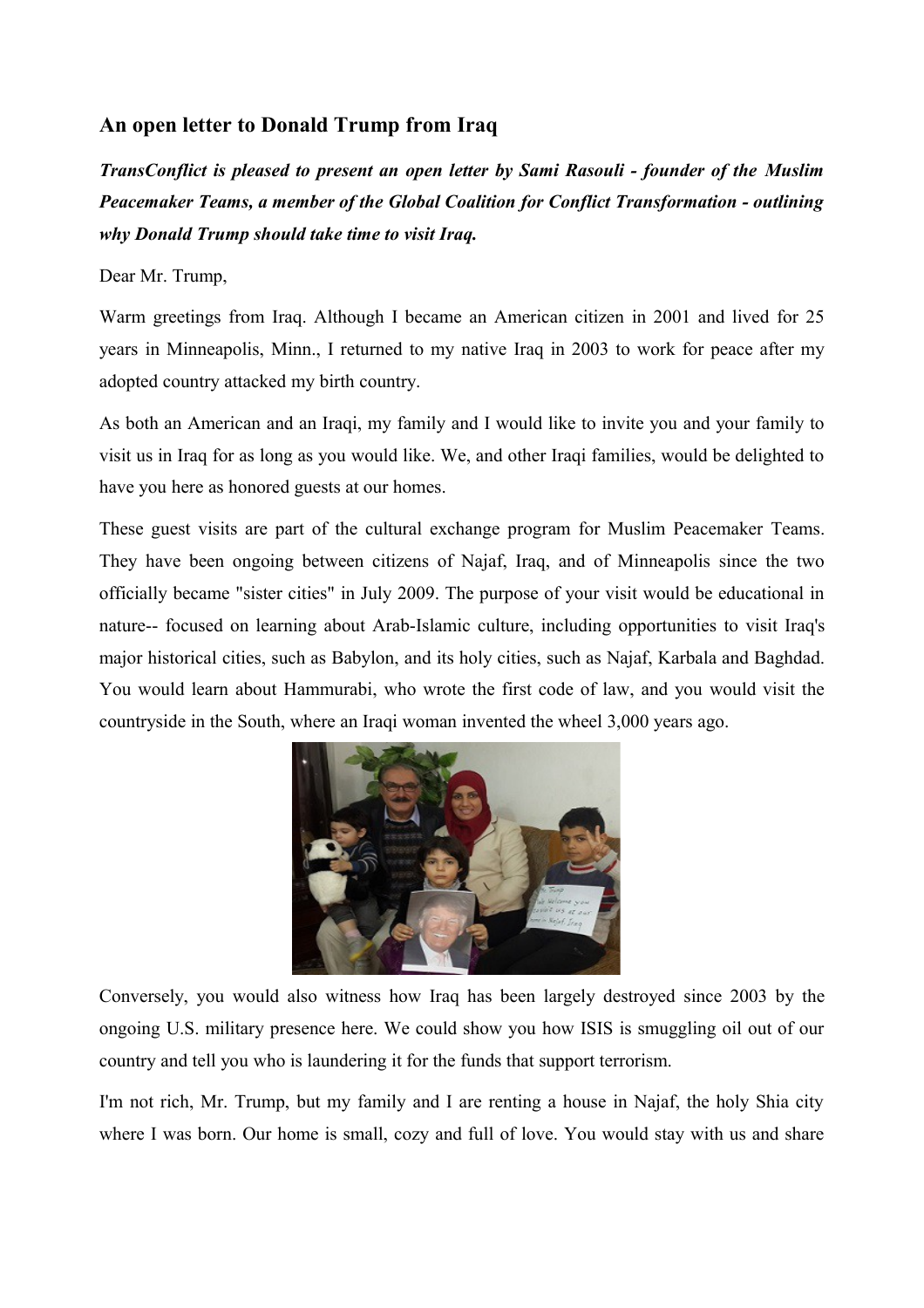## An open letter to Donald Trump from Iraq

***TransConflict is pleased to present an open letter by Sami Rasouli - founder of the Muslim Peacemaker Teams, a member of the Global Coalition for Conflict Transformation - outlining why Donald Trump should take time to visit Iraq.***

Dear Mr. Trump,

Warm greetings from Iraq. Although I became an American citizen in 2001 and lived for 25 years in Minneapolis, Minn., I returned to my native Iraq in 2003 to work for peace after my adopted country attacked my birth country.

As both an American and an Iraqi, my family and I would like to invite you and your family to visit us in Iraq for as long as you would like. We, and other Iraqi families, would be delighted to have you here as honored guests at our homes.

These guest visits are part of the cultural exchange program for Muslim Peacemaker Teams. They have been ongoing between citizens of Najaf, Iraq, and of Minneapolis since the two officially became "sister cities" in July 2009. The purpose of your visit would be educational in nature-- focused on learning about Arab-Islamic culture, including opportunities to visit Iraq's major historical cities, such as Babylon, and its holy cities, such as Najaf, Karbala and Baghdad. You would learn about Hammurabi, who wrote the first code of law, and you would visit the countryside in the South, where an Iraqi woman invented the wheel 3,000 years ago.

Conversely, you would also witness how Iraq has been largely destroyed since 2003 by the ongoing U.S. military presence here. We could show you how ISIS is smuggling oil out of our country and tell you who is laundering it for the funds that support terrorism.

I'm not rich, Mr. Trump, but my family and I are renting a house in Najaf, the holy Shia city where I was born. Our home is small, cozy and full of love. You would stay with us and share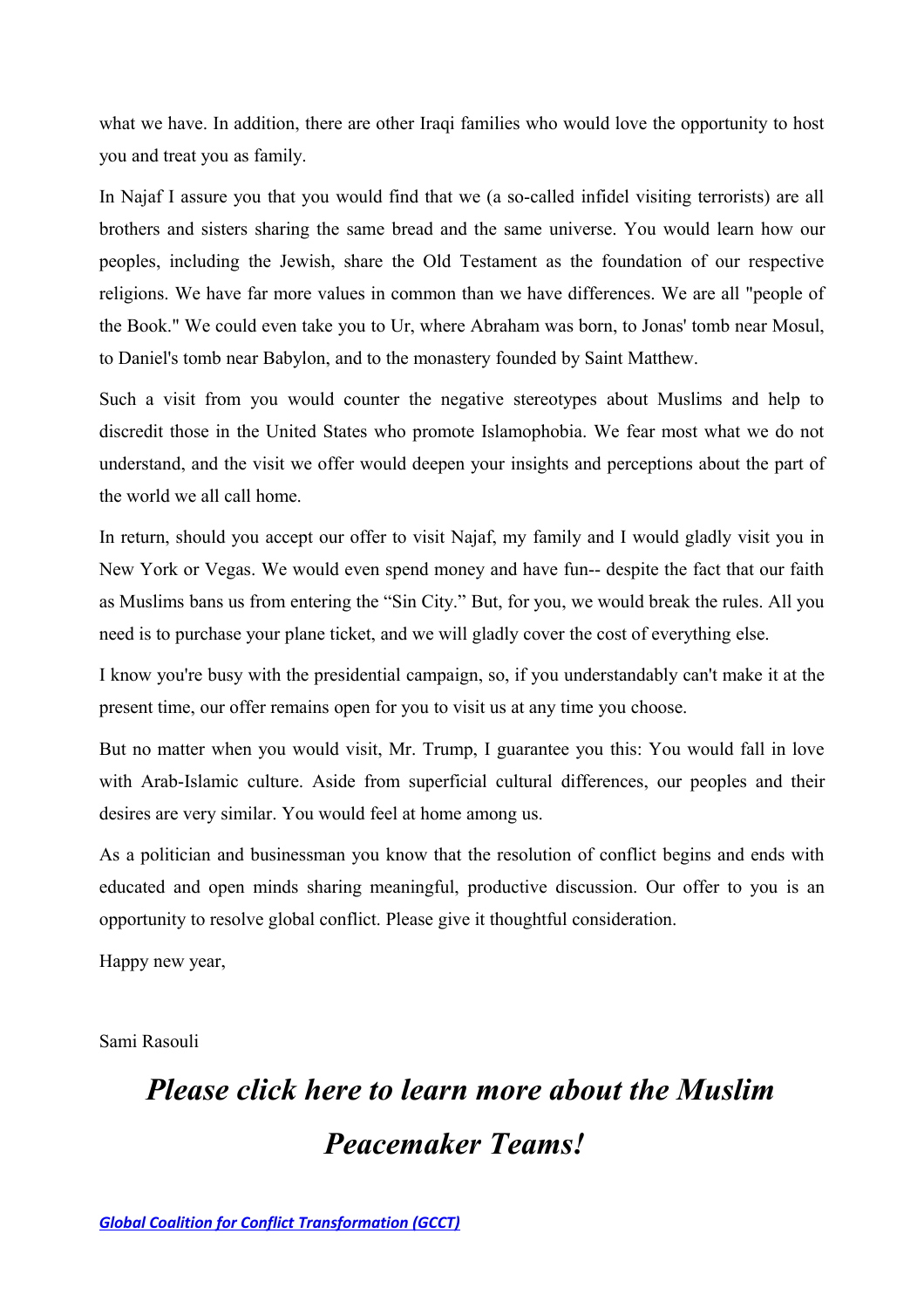what we have. In addition, there are other Iraqi families who would love the opportunity to host you and treat you as family.

In Najaf I assure you that you would find that we (a so-called infidel visiting terrorists) are all brothers and sisters sharing the same bread and the same universe. You would learn how our peoples, including the Jewish, share the Old Testament as the foundation of our respective religions. We have far more values in common than we have differences. We are all "people of the Book." We could even take you to Ur, where Abraham was born, to Jonas' tomb near Mosul, to Daniel's tomb near Babylon, and to the monastery founded by Saint Matthew.

Such a visit from you would counter the negative stereotypes about Muslims and help to discredit those in the United States who promote Islamophobia. We fear most what we do not understand, and the visit we offer would deepen your insights and perceptions about the part of the world we all call home.

In return, should you accept our offer to visit Najaf, my family and I would gladly visit you in New York or Vegas. We would even spend money and have fun-- despite the fact that our faith as Muslims bans us from entering the “Sin City.” But, for you, we would break the rules. All you need is to purchase your plane ticket, and we will gladly cover the cost of everything else.

I know you're busy with the presidential campaign, so, if you understandably can't make it at the present time, our offer remains open for you to visit us at any time you choose.

But no matter when you would visit, Mr. Trump, I guarantee you this: You would fall in love with Arab-Islamic culture. Aside from superficial cultural differences, our peoples and their desires are very similar. You would feel at home among us.

As a politician and businessman you know that the resolution of conflict begins and ends with educated and open minds sharing meaningful, productive discussion. Our offer to you is an opportunity to resolve global conflict. Please give it thoughtful consideration.

Happy new year,

Sami Rasouli

***Please click here to learn more about the Muslim Peacemaker Teams!***

***Global Coalition for Conflict Transformation (GCCT)***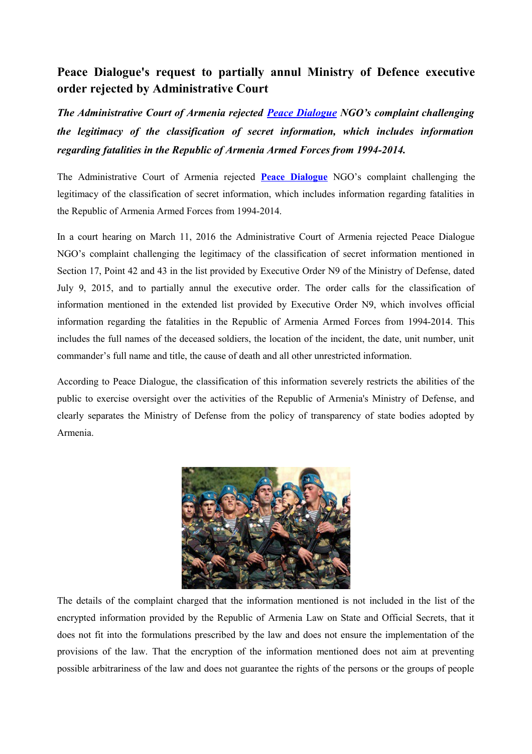## Peace Dialogue's request to partially annul Ministry of Defence executive order rejected by Administrative Court

***The Administrative Court of Armenia rejected [Peace Dialogue](#) NGO's complaint challenging the legitimacy of the classification of secret information, which includes information regarding fatalities in the Republic of Armenia Armed Forces from 1994-2014.***

The Administrative Court of Armenia rejected **[Peace Dialogue](#)** NGO's complaint challenging the legitimacy of the classification of secret information, which includes information regarding fatalities in the Republic of Armenia Armed Forces from 1994-2014.

In a court hearing on March 11, 2016 the Administrative Court of Armenia rejected Peace Dialogue NGO's complaint challenging the legitimacy of the classification of secret information mentioned in Section 17, Point 42 and 43 in the list provided by Executive Order N9 of the Ministry of Defense, dated July 9, 2015, and to partially annul the executive order. The order calls for the classification of information mentioned in the extended list provided by Executive Order N9, which involves official information regarding the fatalities in the Republic of Armenia Armed Forces from 1994-2014. This includes the full names of the deceased soldiers, the location of the incident, the date, unit number, unit commander's full name and title, the cause of death and all other unrestricted information.

According to Peace Dialogue, the classification of this information severely restricts the abilities of the public to exercise oversight over the activities of the Republic of Armenia's Ministry of Defense, and clearly separates the Ministry of Defense from the policy of transparency of state bodies adopted by Armenia.

The details of the complaint charged that the information mentioned is not included in the list of the encrypted information provided by the Republic of Armenia Law on State and Official Secrets, that it does not fit into the formulations prescribed by the law and does not ensure the implementation of the provisions of the law. That the encryption of the information mentioned does not aim at preventing possible arbitrariness of the law and does not guarantee the rights of the persons or the groups of people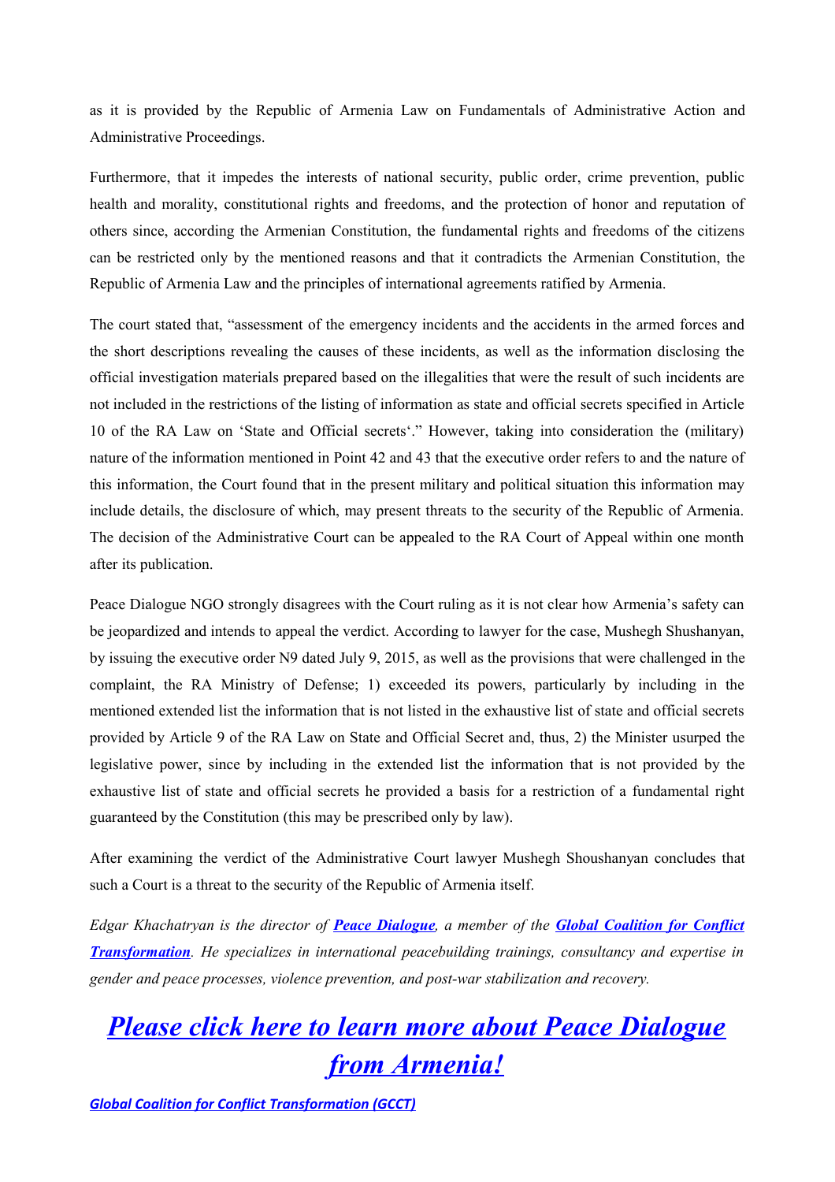as it is provided by the Republic of Armenia Law on Fundamentals of Administrative Action and Administrative Proceedings.

Furthermore, that it impedes the interests of national security, public order, crime prevention, public health and morality, constitutional rights and freedoms, and the protection of honor and reputation of others since, according the Armenian Constitution, the fundamental rights and freedoms of the citizens can be restricted only by the mentioned reasons and that it contradicts the Armenian Constitution, the Republic of Armenia Law and the principles of international agreements ratified by Armenia.

The court stated that, "assessment of the emergency incidents and the accidents in the armed forces and the short descriptions revealing the causes of these incidents, as well as the information disclosing the official investigation materials prepared based on the illegalities that were the result of such incidents are not included in the restrictions of the listing of information as state and official secrets specified in Article 10 of the RA Law on 'State and Official secrets'." However, taking into consideration the (military) nature of the information mentioned in Point 42 and 43 that the executive order refers to and the nature of this information, the Court found that in the present military and political situation this information may include details, the disclosure of which, may present threats to the security of the Republic of Armenia. The decision of the Administrative Court can be appealed to the RA Court of Appeal within one month after its publication.

Peace Dialogue NGO strongly disagrees with the Court ruling as it is not clear how Armenia's safety can be jeopardized and intends to appeal the verdict. According to lawyer for the case, Mushegh Shushanyan, by issuing the executive order N9 dated July 9, 2015, as well as the provisions that were challenged in the complaint, the RA Ministry of Defense; 1) exceeded its powers, particularly by including in the mentioned extended list the information that is not listed in the exhaustive list of state and official secrets provided by Article 9 of the RA Law on State and Official Secret and, thus, 2) the Minister usurped the legislative power, since by including in the extended list the information that is not provided by the exhaustive list of state and official secrets he provided a basis for a restriction of a fundamental right guaranteed by the Constitution (this may be prescribed only by law).

After examining the verdict of the Administrative Court lawyer Mushegh Shoushanyan concludes that such a Court is a threat to the security of the Republic of Armenia itself.

*Edgar Khachatryan is the director of **Peace Dialogue**, a member of the **Global Coalition for Conflict Transformation**. He specializes in international peacebuilding trainings, consultancy and expertise in gender and peace processes, violence prevention, and post-war stabilization and recovery.*

# *Please click here to learn more about Peace Dialogue from Armenia!*

***Global Coalition for Conflict Transformation (GCCT)***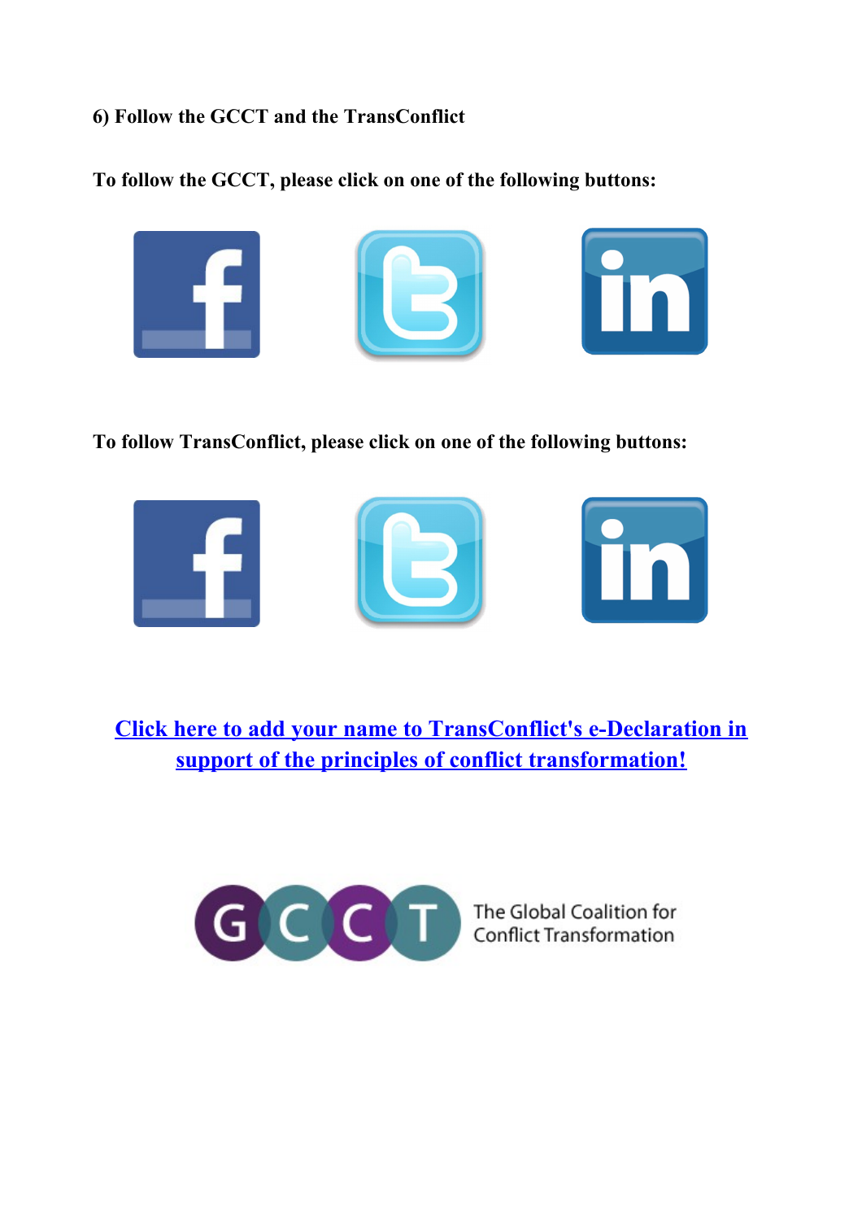**6) Follow the GCCT and the TransConflict**

**To follow the GCCT, please click on one of the following buttons:**

**To follow TransConflict, please click on one of the following buttons:**

**Click here to add your name to TransConflict's e-Declaration in support of the principles of conflict transformation!**

GCCT The Global Coalition for Conflict Transformation